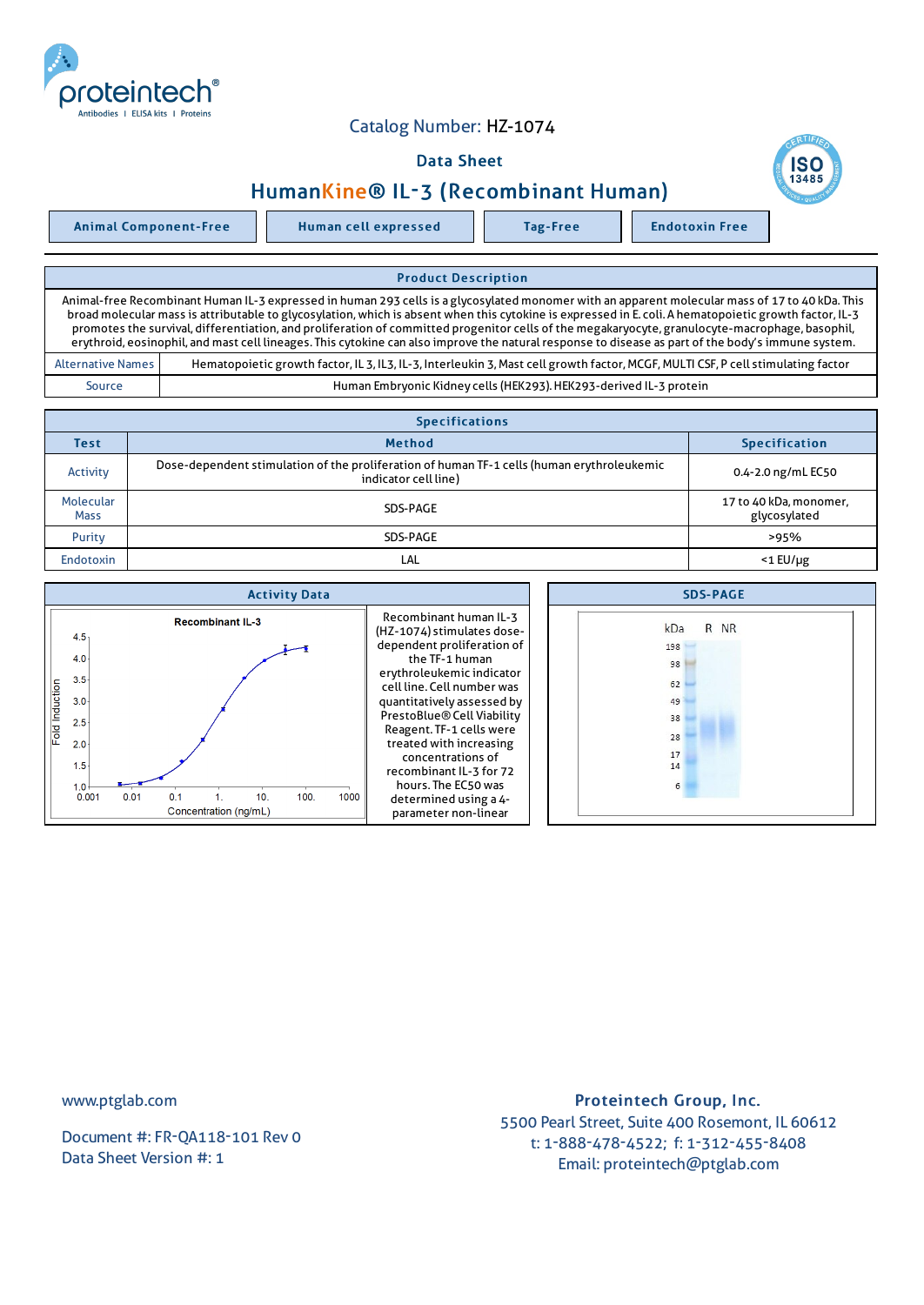Catalog Number: HZ-1074

Data Sheet

# HumanKine® IL-3 (Recombinant Human)

Animal Component-Free | Human cell expressed | Tag-Free | Endotoxin Free

## Product Description

Animal-free Recombinant Human IL-3 expressed in human 293 cells is a glycosylated monomer with an apparent molecular mass of 17 to 40 kDa. This broad molecular mass is attributable to glycosylation, which is absent when this cytokine is expressed in E. coli. A hematopoietic growth factor, IL-3 promotes the survival, differentiation, and proliferation of committed progenitor cells of the megakaryocyte, granulocyte-macrophage, basophil, erythroid, eosinophil, and mast cell lineages. This cytokine can also improve the natural response to disease as part of the body's immune system.

| | |
|---|---|
| Alternative Names | Hematopoietic growth factor, IL 3, IL3, IL-3, Interleukin 3, Mast cell growth factor, MCGF, MULTI CSF, P cell stimulating factor |
| Source | Human Embryonic Kidney cells (HEK293). HEK293-derived IL-3 protein |

## Specifications

| Test | Method | Specification |
|---|---|---|
| Activity | Dose-dependent stimulation of the proliferation of human TF-1 cells (human erythroleukemic indicator cell line) | 0.4-2.0 ng/mL EC50 |
| Molecular Mass | SDS-PAGE | 17 to 40 kDa, monomer, glycosylated |
| Purity | SDS-PAGE | >95% |
| Endotoxin | LAL | <1 EU/μg |

## Activity Data

Recombinant IL-3

Recombinant human IL-3 (HZ-1074) stimulates dose-dependent proliferation of the TF-1 human erythroleukemic indicator cell line. Cell number was quantitatively assessed by PrestoBlue® Cell Viability Reagent. TF-1 cells were treated with increasing concentrations of recombinant IL-3 for 72 hours. The EC50 was determined using a 4-parameter non-linear

## SDS-PAGE

www.ptglab.com

Document #: FR-QA118-101 Rev 0
Data Sheet Version #: 1

**Proteintech Group, Inc.**
5500 Pearl Street, Suite 400 Rosemont, IL 60612
t: 1-888-478-4522; f: 1-312-455-8408
Email: proteintech@ptglab.com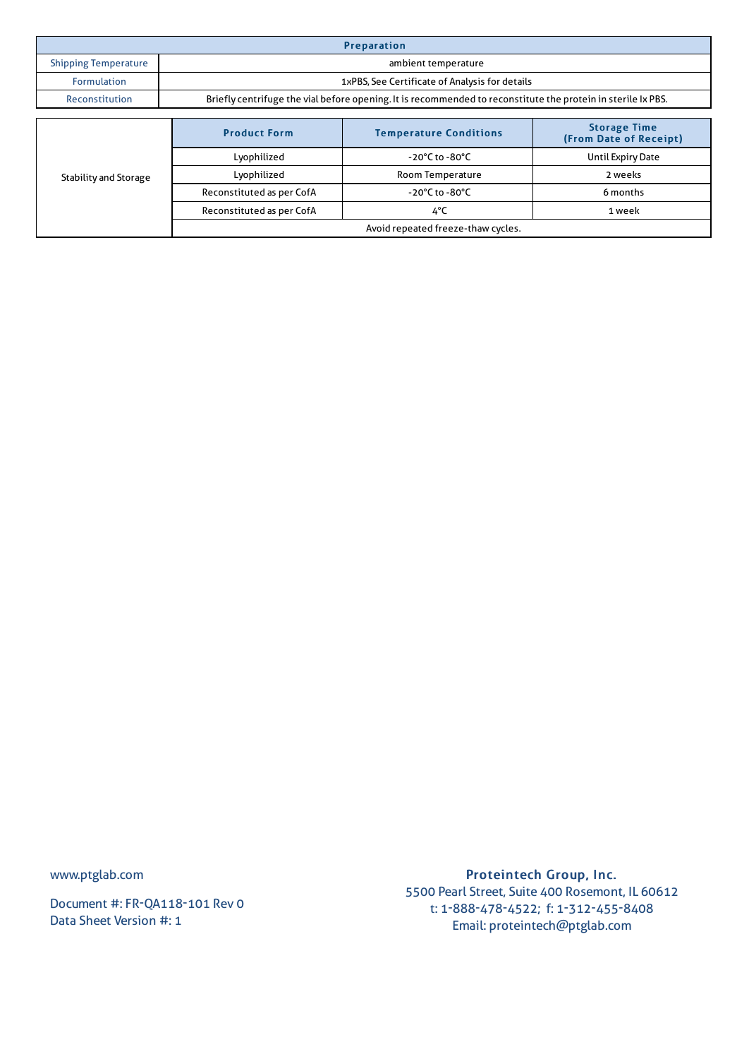| Preparation | |
|---|---|
| Shipping Temperature | ambient temperature |
| Formulation | 1xPBS, See Certificate of Analysis for details |
| Reconstitution | Briefly centrifuge the vial before opening. It is recommended to reconstitute the protein in sterile lx PBS. |

| | Product Form | Temperature Conditions | Storage Time (From Date of Receipt) |
|---|---|---|---|
| Stability and Storage | Lyophilized | -20°C to -80°C | Until Expiry Date |
| | Lyophilized | Room Temperature | 2 weeks |
| | Reconstituted as per CofA | -20°C to -80°C | 6 months |
| | Reconstituted as per CofA | 4°C | 1 week |
| | Avoid repeated freeze-thaw cycles. | | |

www.ptglab.com

Document #: FR-QA118-101 Rev 0
Data Sheet Version #: 1

**Proteintech Group, Inc.**
5500 Pearl Street, Suite 400 Rosemont, IL 60612
t: 1-888-478-4522; f: 1-312-455-8408
Email: proteintech@ptglab.com